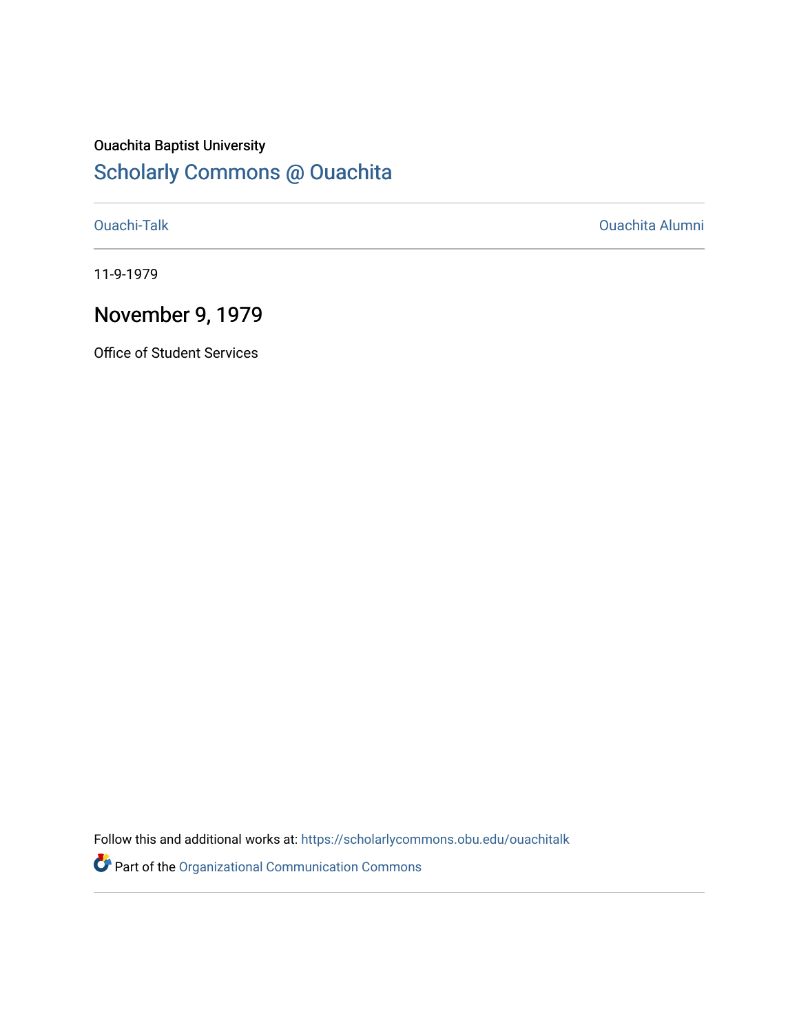Ouachita Baptist University

# Scholarly Commons @ Ouachita

Ouachi-Talk

Ouachita Alumni

11-9-1979

## November 9, 1979

Office of Student Services

Follow this and additional works at: https://scholarlycommons.obu.edu/ouachitalk

Part of the Organizational Communication Commons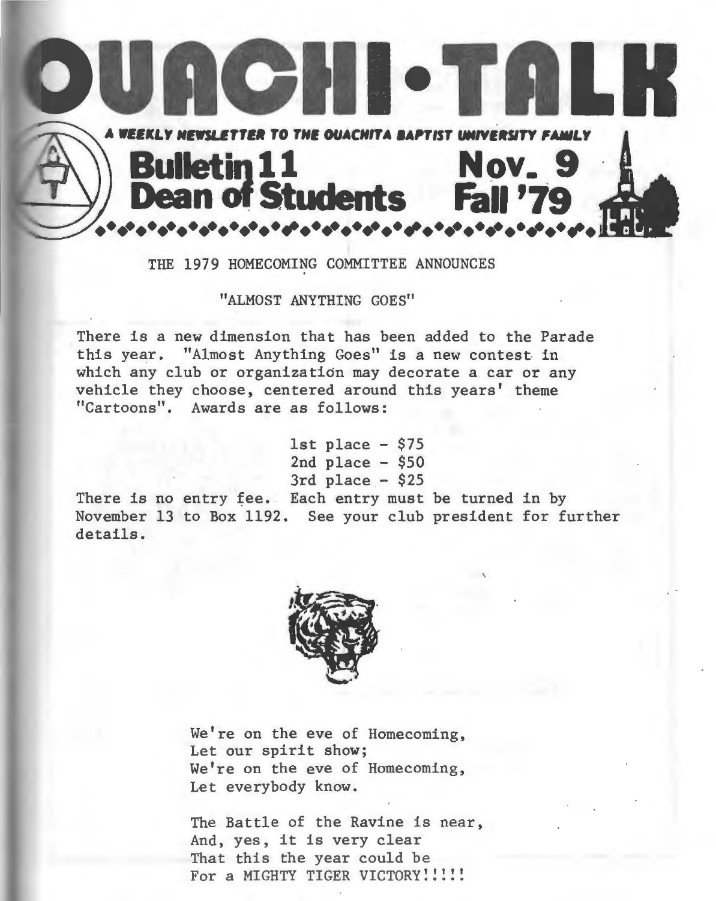# OUACHI-TALK

**A WEEKLY NEWSLETTER TO THE OUACHITA BAPTIST UNIVERSITY FAMILY**

**Bulletin 11 — Dean of Students — Nov. 9 — Fall '79**

THE 1979 HOMECOMING COMMITTEE ANNOUNCES

"ALMOST ANYTHING GOES"

There is a new dimension that has been added to the Parade this year. "Almost Anything Goes" is a new contest in which any club or organization may decorate a car or any vehicle they choose, centered around this years' theme "Cartoons". Awards are as follows:

1st place - $75
2nd place - $50
3rd place - $25

There is no entry fee. Each entry must be turned in by November 13 to Box 1192. See your club president for further details.

We're on the eve of Homecoming,
Let our spirit show;
We're on the eve of Homecoming,
Let everybody know.

The Battle of the Ravine is near,
And, yes, it is very clear
That this the year could be
For a MIGHTY TIGER VICTORY!!!!!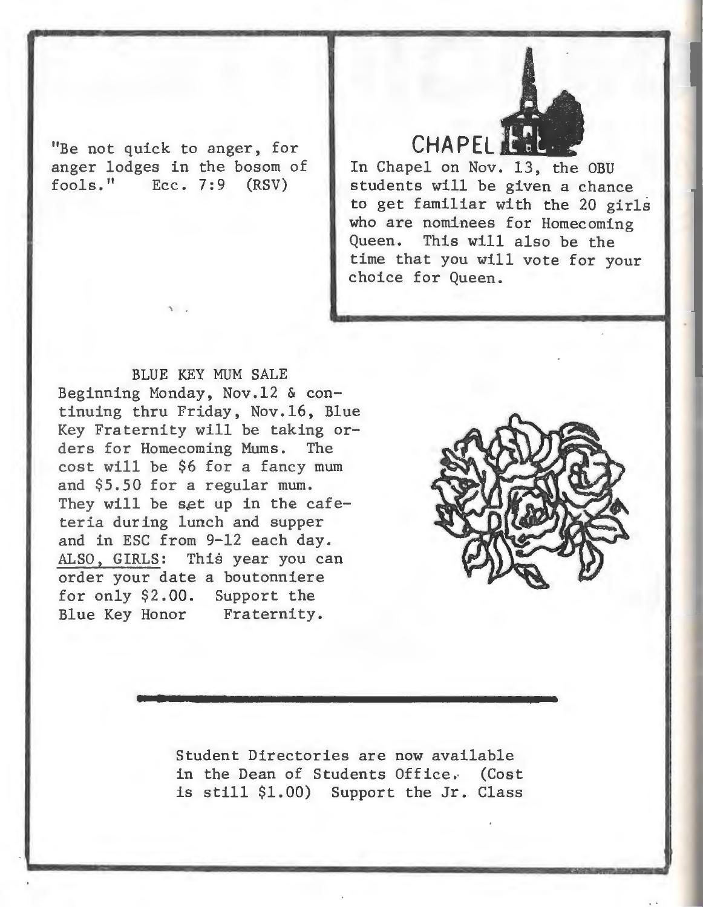"Be not quick to anger, for anger lodges in the bosom of fools." Ecc. 7:9 (RSV)

## CHAPEL

In Chapel on Nov. 13, the OBU students will be given a chance to get familiar with the 20 girls who are nominees for Homecoming Queen. This will also be the time that you will vote for your choice for Queen.

### BLUE KEY MUM SALE

Beginning Monday, Nov.12 & continuing thru Friday, Nov.16, Blue Key Fraternity will be taking orders for Homecoming Mums. The cost will be $6 for a fancy mum and $5.50 for a regular mum. They will be set up in the cafeteria during lunch and supper and in ESC from 9-12 each day. ALSO, GIRLS: This year you can order your date a boutonniere for only $2.00. Support the Blue Key Honor Fraternity.

---

Student Directories are now available in the Dean of Students Office. (Cost is still $1.00) Support the Jr. Class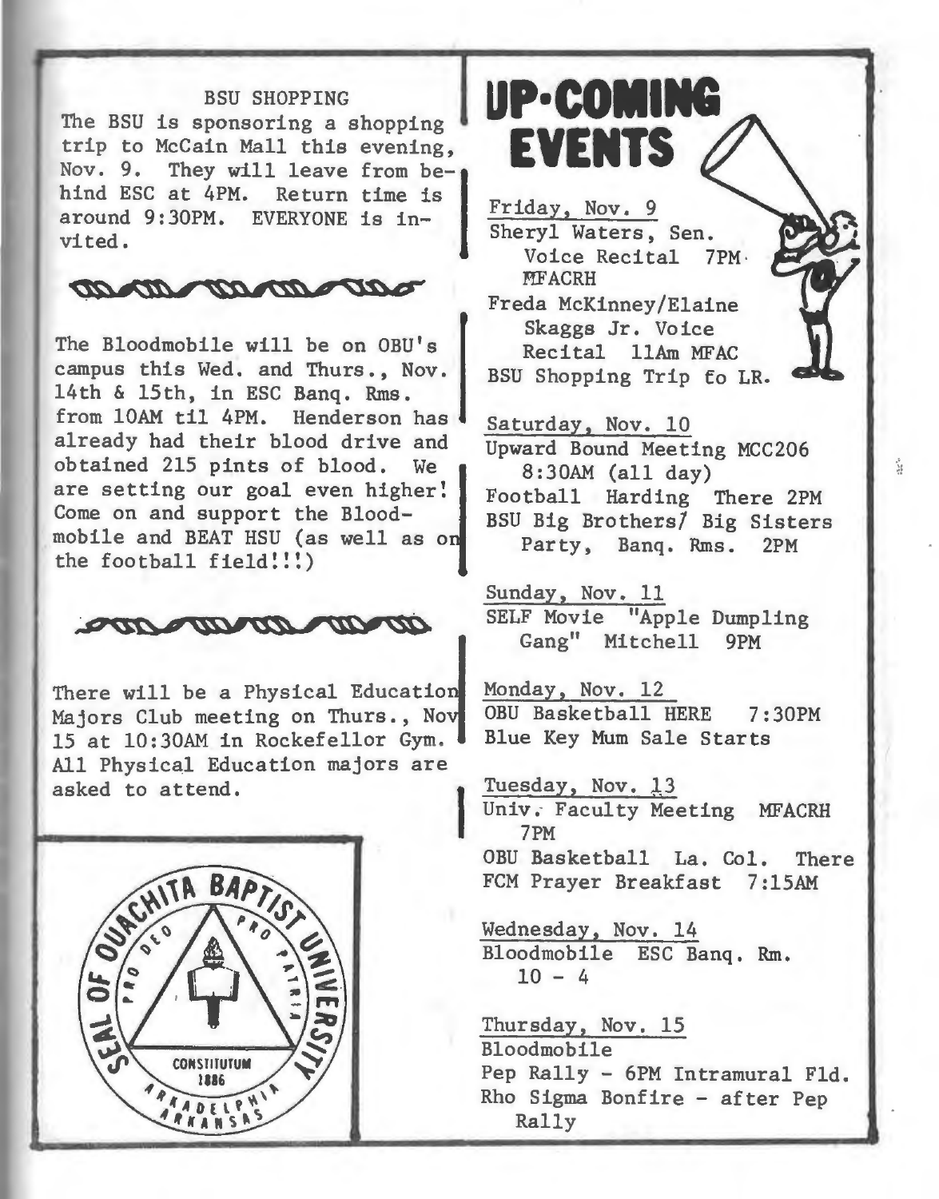## BSU SHOPPING

The BSU is sponsoring a shopping trip to McCain Mall this evening, Nov. 9. They will leave from behind ESC at 4PM. Return time is around 9:30PM. EVERYONE is invited.

The Bloodmobile will be on OBU's campus this Wed. and Thurs., Nov. 14th & 15th, in ESC Banq. Rms. from 10AM til 4PM. Henderson has already had their blood drive and obtained 215 pints of blood. We are setting our goal even higher! Come on and support the Bloodmobile and BEAT HSU (as well as on the football field!!!)

There will be a Physical Education Majors Club meeting on Thurs., Nov 15 at 10:30AM in Rockefellor Gym. All Physical Education majors are asked to attend.

SEAL OF OUACHITA BAPTIST UNIVERSITY
PRO DEO PRO PATRIA
CONSTITUTUM 1886
ARKADELPHIA ARKANSAS

# UP-COMING EVENTS

Friday, Nov. 9
Sheryl Waters, Sen. Voice Recital 7PM MFACRH
Freda McKinney/Elaine Skaggs Jr. Voice Recital 11Am MFAC
BSU Shopping Trip to LR.

Saturday, Nov. 10
Upward Bound Meeting MCC206 8:30AM (all day)
Football Harding There 2PM
BSU Big Brothers/ Big Sisters Party, Banq. Rms. 2PM

Sunday, Nov. 11
SELF Movie "Apple Dumpling Gang" Mitchell 9PM

Monday, Nov. 12
OBU Basketball HERE 7:30PM
Blue Key Mum Sale Starts

Tuesday, Nov. 13
Univ. Faculty Meeting MFACRH 7PM
OBU Basketball La. Col. There
FCM Prayer Breakfast 7:15AM

Wednesday, Nov. 14
Bloodmobile ESC Banq. Rm. 10 - 4

Thursday, Nov. 15
Bloodmobile
Pep Rally - 6PM Intramural Fld.
Rho Sigma Bonfire - after Pep Rally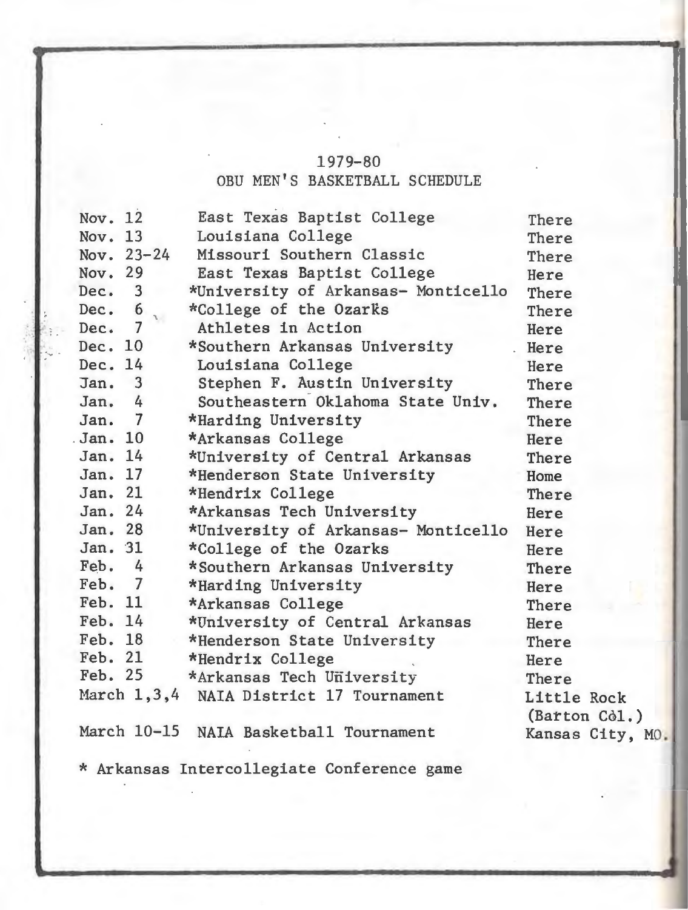# 1979-80
## OBU MEN'S BASKETBALL SCHEDULE

| | | |
|---|---|---|
| Nov. 12 | East Texas Baptist College | There |
| Nov. 13 | Louisiana College | There |
| Nov. 23-24 | Missouri Southern Classic | There |
| Nov. 29 | East Texas Baptist College | Here |
| Dec. 3 | *University of Arkansas- Monticello | There |
| Dec. 6 | *College of the Ozarks | There |
| Dec. 7 | Athletes in Action | Here |
| Dec. 10 | *Southern Arkansas University | Here |
| Dec. 14 | Louisiana College | Here |
| Jan. 3 | Stephen F. Austin University | There |
| Jan. 4 | Southeastern Oklahoma State Univ. | There |
| Jan. 7 | *Harding University | There |
| Jan. 10 | *Arkansas College | Here |
| Jan. 14 | *University of Central Arkansas | There |
| Jan. 17 | *Henderson State University | Home |
| Jan. 21 | *Hendrix College | There |
| Jan. 24 | *Arkansas Tech University | Here |
| Jan. 28 | *University of Arkansas- Monticello | Here |
| Jan. 31 | *College of the Ozarks | Here |
| Feb. 4 | *Southern Arkansas University | There |
| Feb. 7 | *Harding University | Here |
| Feb. 11 | *Arkansas College | There |
| Feb. 14 | *University of Central Arkansas | Here |
| Feb. 18 | *Henderson State University | There |
| Feb. 21 | *Hendrix College | Here |
| Feb. 25 | *Arkansas Tech University | There |
| March 1,3,4 | NAIA District 17 Tournament | Little Rock (Barton Col.) |
| March 10-15 | NAIA Basketball Tournament | Kansas City, MO. |

* Arkansas Intercollegiate Conference game